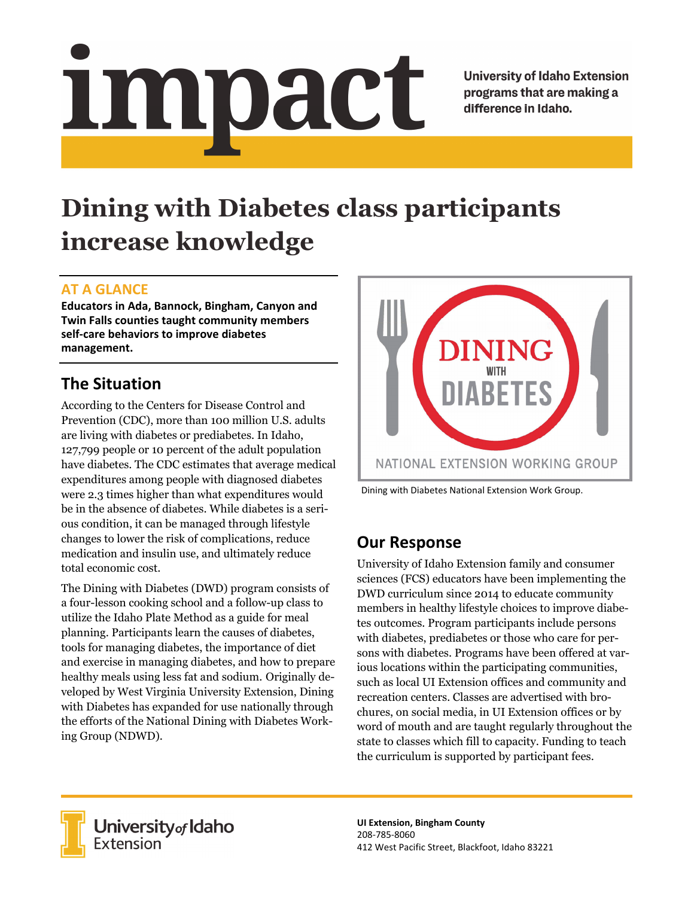# impact

University of Idaho Extension programs that are making a difference in Idaho.

# Dining with Diabetes class participants increase knowledge

## AT A GLANCE

**Educators in Ada, Bannock, Bingham, Canyon and Twin Falls counties taught community members self-care behaviors to improve diabetes management.**

## The Situation

According to the Centers for Disease Control and Prevention (CDC), more than 100 million U.S. adults are living with diabetes or prediabetes. In Idaho, 127,799 people or 10 percent of the adult population have diabetes. The CDC estimates that average medical expenditures among people with diagnosed diabetes were 2.3 times higher than what expenditures would be in the absence of diabetes. While diabetes is a serious condition, it can be managed through lifestyle changes to lower the risk of complications, reduce medication and insulin use, and ultimately reduce total economic cost.

The Dining with Diabetes (DWD) program consists of a four-lesson cooking school and a follow-up class to utilize the Idaho Plate Method as a guide for meal planning. Participants learn the causes of diabetes, tools for managing diabetes, the importance of diet and exercise in managing diabetes, and how to prepare healthy meals using less fat and sodium. Originally developed by West Virginia University Extension, Dining with Diabetes has expanded for use nationally through the efforts of the National Dining with Diabetes Working Group (NDWD).

Dining with Diabetes National Extension Work Group.

## Our Response

University of Idaho Extension family and consumer sciences (FCS) educators have been implementing the DWD curriculum since 2014 to educate community members in healthy lifestyle choices to improve diabetes outcomes. Program participants include persons with diabetes, prediabetes or those who care for persons with diabetes. Programs have been offered at various locations within the participating communities, such as local UI Extension offices and community and recreation centers. Classes are advertised with brochures, on social media, in UI Extension offices or by word of mouth and are taught regularly throughout the state to classes which fill to capacity. Funding to teach the curriculum is supported by participant fees.

University of Idaho Extension

**UI Extension, Bingham County**
208-785-8060
412 West Pacific Street, Blackfoot, Idaho 83221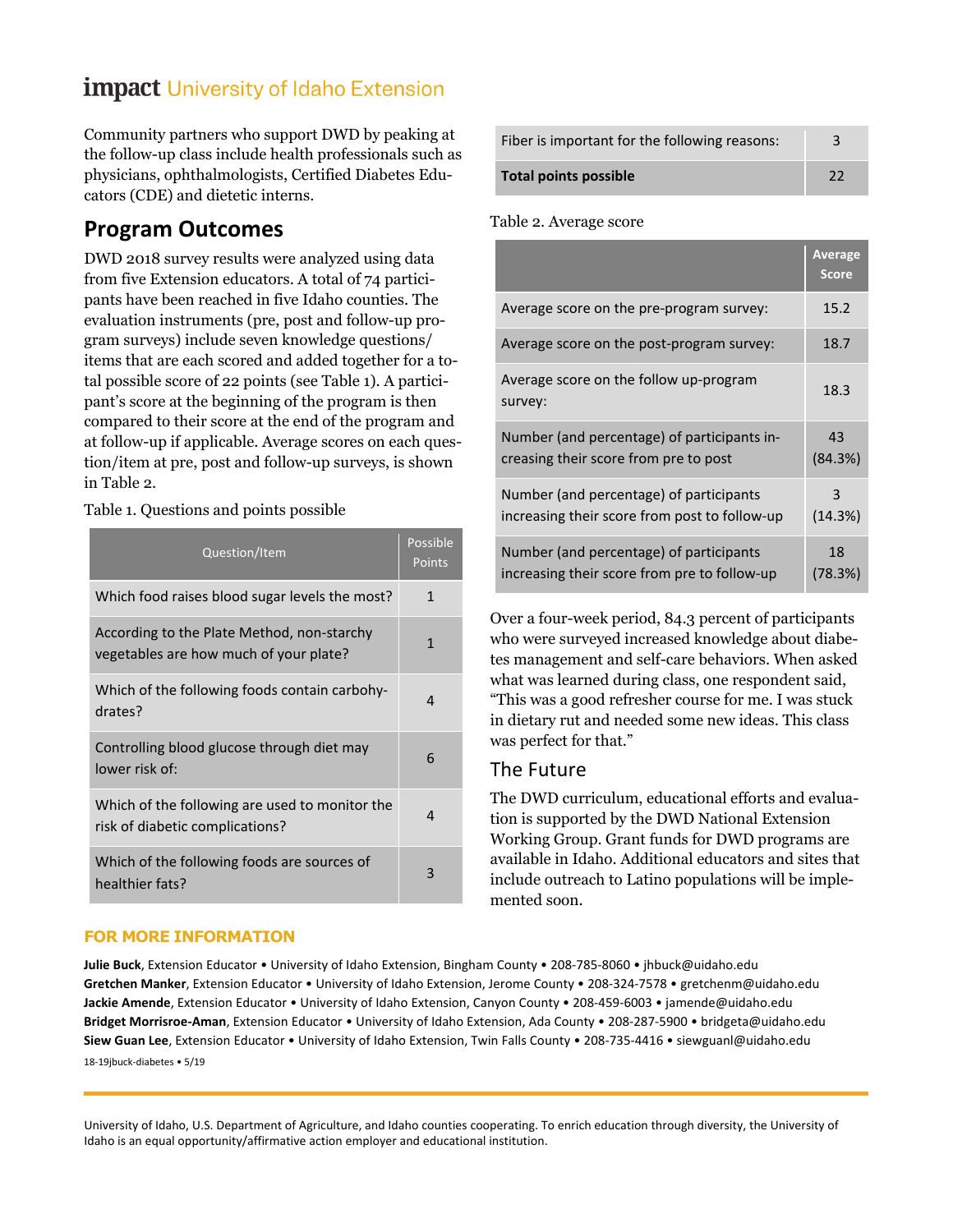# impact University of Idaho Extension

Community partners who support DWD by peaking at the follow-up class include health professionals such as physicians, ophthalmologists, Certified Diabetes Educators (CDE) and dietetic interns.

## Program Outcomes

DWD 2018 survey results were analyzed using data from five Extension educators. A total of 74 participants have been reached in five Idaho counties. The evaluation instruments (pre, post and follow-up program surveys) include seven knowledge questions/items that are each scored and added together for a total possible score of 22 points (see Table 1). A participant's score at the beginning of the program is then compared to their score at the end of the program and at follow-up if applicable. Average scores on each question/item at pre, post and follow-up surveys, is shown in Table 2.

Table 1. Questions and points possible

| Question/Item | Possible Points |
|---|---|
| Which food raises blood sugar levels the most? | 1 |
| According to the Plate Method, non-starchy vegetables are how much of your plate? | 1 |
| Which of the following foods contain carbohydrates? | 4 |
| Controlling blood glucose through diet may lower risk of: | 6 |
| Which of the following are used to monitor the risk of diabetic complications? | 4 |
| Which of the following foods are sources of healthier fats? | 3 |
| Fiber is important for the following reasons: | 3 |
| **Total points possible** | 22 |

Table 2. Average score

| | Average Score |
|---|---|
| Average score on the pre-program survey: | 15.2 |
| Average score on the post-program survey: | 18.7 |
| Average score on the follow up-program survey: | 18.3 |
| Number (and percentage) of participants increasing their score from pre to post | 43 (84.3%) |
| Number (and percentage) of participants increasing their score from post to follow-up | 3 (14.3%) |
| Number (and percentage) of participants increasing their score from pre to follow-up | 18 (78.3%) |

Over a four-week period, 84.3 percent of participants who were surveyed increased knowledge about diabetes management and self-care behaviors. When asked what was learned during class, one respondent said, "This was a good refresher course for me. I was stuck in dietary rut and needed some new ideas. This class was perfect for that."

## The Future

The DWD curriculum, educational efforts and evaluation is supported by the DWD National Extension Working Group. Grant funds for DWD programs are available in Idaho. Additional educators and sites that include outreach to Latino populations will be implemented soon.

## FOR MORE INFORMATION

**Julie Buck**, Extension Educator • University of Idaho Extension, Bingham County • 208-785-8060 • jhbuck@uidaho.edu
**Gretchen Manker**, Extension Educator • University of Idaho Extension, Jerome County • 208-324-7578 • gretchenm@uidaho.edu
**Jackie Amende**, Extension Educator • University of Idaho Extension, Canyon County • 208-459-6003 • jamende@uidaho.edu
**Bridget Morrisroe-Aman**, Extension Educator • University of Idaho Extension, Ada County • 208-287-5900 • bridgeta@uidaho.edu
**Siew Guan Lee**, Extension Educator • University of Idaho Extension, Twin Falls County • 208-735-4416 • siewguanl@uidaho.edu

18-19jbuck-diabetes • 5/19

University of Idaho, U.S. Department of Agriculture, and Idaho counties cooperating. To enrich education through diversity, the University of Idaho is an equal opportunity/affirmative action employer and educational institution.